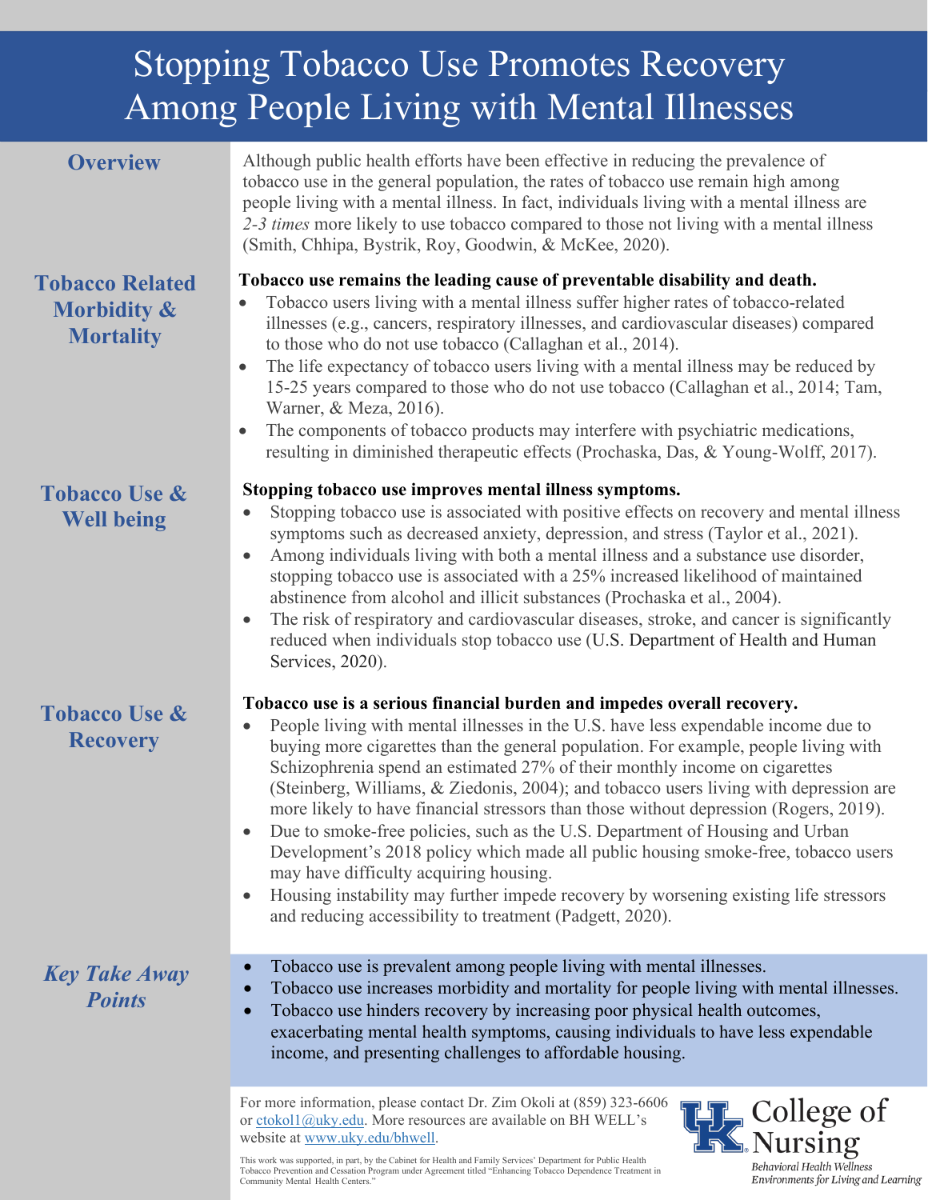# Stopping Tobacco Use Promotes Recovery Among People Living with Mental Illnesses

## Overview

Although public health efforts have been effective in reducing the prevalence of tobacco use in the general population, the rates of tobacco use remain high among people living with a mental illness. In fact, individuals living with a mental illness are *2-3 times* more likely to use tobacco compared to those not living with a mental illness (Smith, Chhipa, Bystrik, Roy, Goodwin, & McKee, 2020).

## Tobacco Related Morbidity & Mortality

**Tobacco use remains the leading cause of preventable disability and death.**

- Tobacco users living with a mental illness suffer higher rates of tobacco-related illnesses (e.g., cancers, respiratory illnesses, and cardiovascular diseases) compared to those who do not use tobacco (Callaghan et al., 2014).
- The life expectancy of tobacco users living with a mental illness may be reduced by 15-25 years compared to those who do not use tobacco (Callaghan et al., 2014; Tam, Warner, & Meza, 2016).
- The components of tobacco products may interfere with psychiatric medications, resulting in diminished therapeutic effects (Prochaska, Das, & Young-Wolff, 2017).

## Tobacco Use & Well being

**Stopping tobacco use improves mental illness symptoms.**

- Stopping tobacco use is associated with positive effects on recovery and mental illness symptoms such as decreased anxiety, depression, and stress (Taylor et al., 2021).
- Among individuals living with both a mental illness and a substance use disorder, stopping tobacco use is associated with a 25% increased likelihood of maintained abstinence from alcohol and illicit substances (Prochaska et al., 2004).
- The risk of respiratory and cardiovascular diseases, stroke, and cancer is significantly reduced when individuals stop tobacco use (U.S. Department of Health and Human Services, 2020).

## Tobacco Use & Recovery

**Tobacco use is a serious financial burden and impedes overall recovery.**

- People living with mental illnesses in the U.S. have less expendable income due to buying more cigarettes than the general population. For example, people living with Schizophrenia spend an estimated 27% of their monthly income on cigarettes (Steinberg, Williams, & Ziedonis, 2004); and tobacco users living with depression are more likely to have financial stressors than those without depression (Rogers, 2019).
- Due to smoke-free policies, such as the U.S. Department of Housing and Urban Development's 2018 policy which made all public housing smoke-free, tobacco users may have difficulty acquiring housing.
- Housing instability may further impede recovery by worsening existing life stressors and reducing accessibility to treatment (Padgett, 2020).

## *Key Take Away Points*

- Tobacco use is prevalent among people living with mental illnesses.
- Tobacco use increases morbidity and mortality for people living with mental illnesses.
- Tobacco use hinders recovery by increasing poor physical health outcomes, exacerbating mental health symptoms, causing individuals to have less expendable income, and presenting challenges to affordable housing.

For more information, please contact Dr. Zim Okoli at (859) 323-6606 or ctokol1@uky.edu. More resources are available on BH WELL's website at www.uky.edu/bhwell.

This work was supported, in part, by the Cabinet for Health and Family Services' Department for Public Health Tobacco Prevention and Cessation Program under Agreement titled "Enhancing Tobacco Dependence Treatment in Community Mental Health Centers."

College of Nursing
*Behavioral Health Wellness Environments for Living and Learning*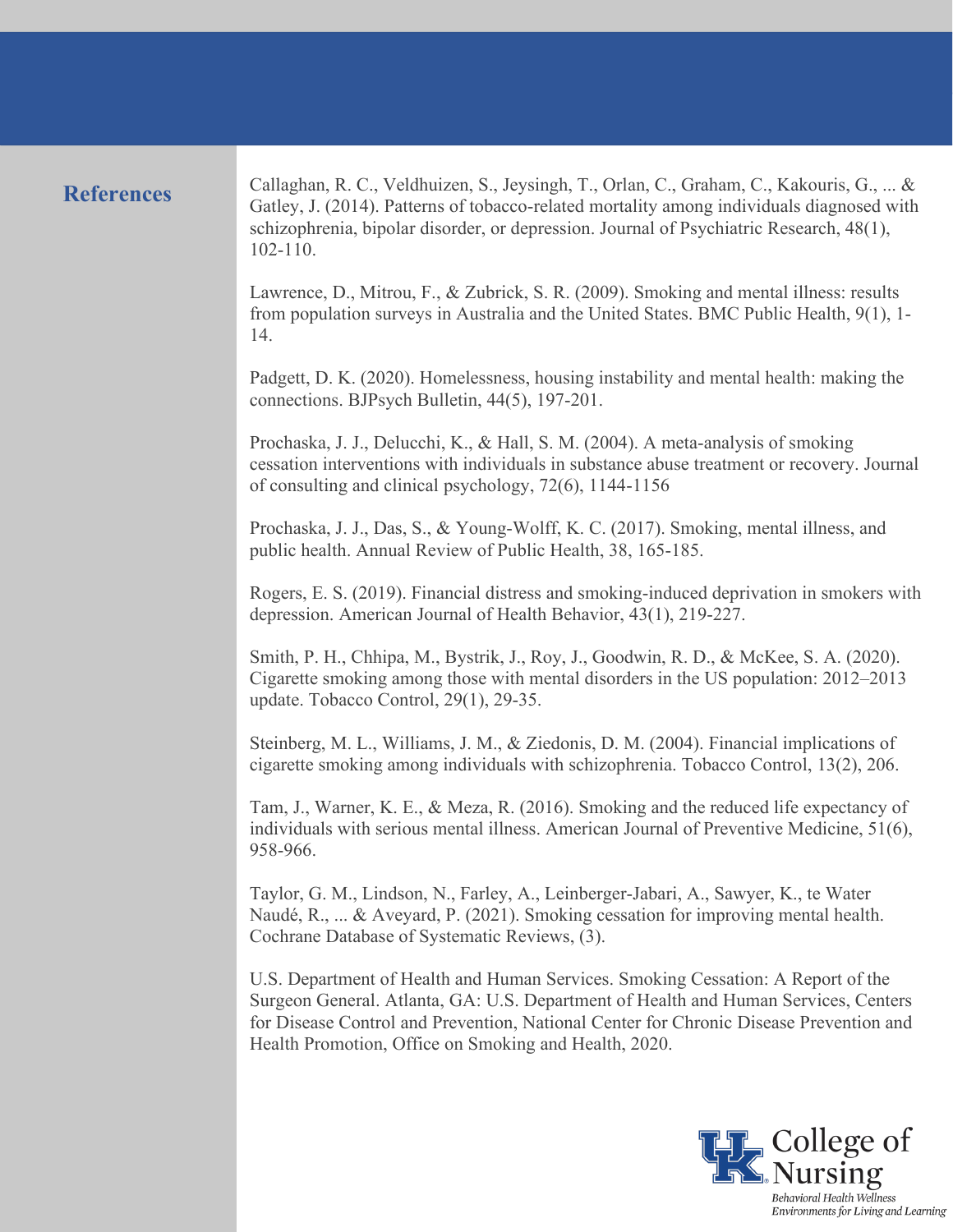## References

Callaghan, R. C., Veldhuizen, S., Jeysingh, T., Orlan, C., Graham, C., Kakouris, G., ... & Gatley, J. (2014). Patterns of tobacco-related mortality among individuals diagnosed with schizophrenia, bipolar disorder, or depression. Journal of Psychiatric Research, 48(1), 102-110.

Lawrence, D., Mitrou, F., & Zubrick, S. R. (2009). Smoking and mental illness: results from population surveys in Australia and the United States. BMC Public Health, 9(1), 1-14.

Padgett, D. K. (2020). Homelessness, housing instability and mental health: making the connections. BJPsych Bulletin, 44(5), 197-201.

Prochaska, J. J., Delucchi, K., & Hall, S. M. (2004). A meta-analysis of smoking cessation interventions with individuals in substance abuse treatment or recovery. Journal of consulting and clinical psychology, 72(6), 1144-1156

Prochaska, J. J., Das, S., & Young-Wolff, K. C. (2017). Smoking, mental illness, and public health. Annual Review of Public Health, 38, 165-185.

Rogers, E. S. (2019). Financial distress and smoking-induced deprivation in smokers with depression. American Journal of Health Behavior, 43(1), 219-227.

Smith, P. H., Chhipa, M., Bystrik, J., Roy, J., Goodwin, R. D., & McKee, S. A. (2020). Cigarette smoking among those with mental disorders in the US population: 2012–2013 update. Tobacco Control, 29(1), 29-35.

Steinberg, M. L., Williams, J. M., & Ziedonis, D. M. (2004). Financial implications of cigarette smoking among individuals with schizophrenia. Tobacco Control, 13(2), 206.

Tam, J., Warner, K. E., & Meza, R. (2016). Smoking and the reduced life expectancy of individuals with serious mental illness. American Journal of Preventive Medicine, 51(6), 958-966.

Taylor, G. M., Lindson, N., Farley, A., Leinberger-Jabari, A., Sawyer, K., te Water Naudé, R., ... & Aveyard, P. (2021). Smoking cessation for improving mental health. Cochrane Database of Systematic Reviews, (3).

U.S. Department of Health and Human Services. Smoking Cessation: A Report of the Surgeon General. Atlanta, GA: U.S. Department of Health and Human Services, Centers for Disease Control and Prevention, National Center for Chronic Disease Prevention and Health Promotion, Office on Smoking and Health, 2020.

College of Nursing

*Behavioral Health Wellness Environments for Living and Learning*